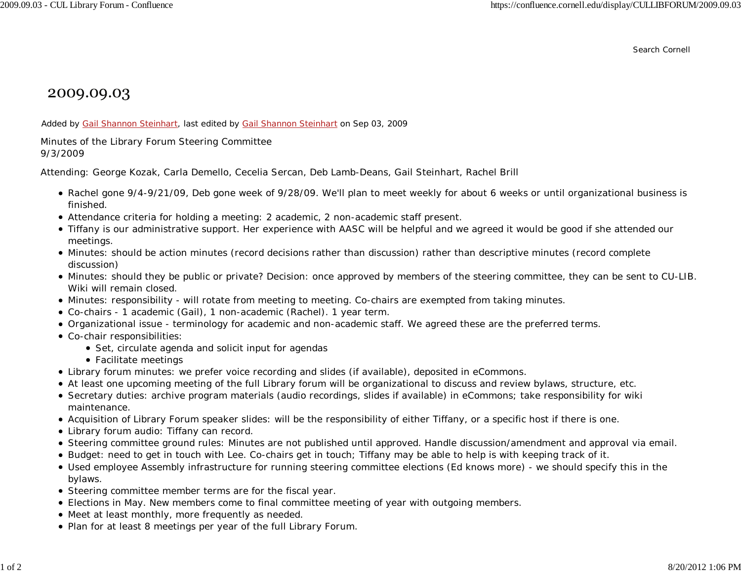Search Cornell

# 2009.09.03

Added by Gail Shannon Steinhart, last edited by Gail Shannon Steinhart on Sep 03, 2009

Minutes of the Library Forum Steering Committee
9/3/2009

Attending: George Kozak, Carla Demello, Cecelia Sercan, Deb Lamb-Deans, Gail Steinhart, Rachel Brill

- Rachel gone 9/4-9/21/09, Deb gone week of 9/28/09. We'll plan to meet weekly for about 6 weeks or until organizational business is finished.
- Attendance criteria for holding a meeting: 2 academic, 2 non-academic staff present.
- Tiffany is our administrative support. Her experience with AASC will be helpful and we agreed it would be good if she attended our meetings.
- Minutes: should be action minutes (record decisions rather than discussion) rather than descriptive minutes (record complete discussion)
- Minutes: should they be public or private? Decision: once approved by members of the steering committee, they can be sent to CU-LIB. Wiki will remain closed.
- Minutes: responsibility - will rotate from meeting to meeting. Co-chairs are exempted from taking minutes.
- Co-chairs - 1 academic (Gail), 1 non-academic (Rachel). 1 year term.
- Organizational issue - terminology for academic and non-academic staff. We agreed these are the preferred terms.
- Co-chair responsibilities:
  - Set, circulate agenda and solicit input for agendas
  - Facilitate meetings
- Library forum minutes: we prefer voice recording and slides (if available), deposited in eCommons.
- At least one upcoming meeting of the full Library forum will be organizational to discuss and review bylaws, structure, etc.
- Secretary duties: archive program materials (audio recordings, slides if available) in eCommons; take responsibility for wiki maintenance.
- Acquisition of Library Forum speaker slides: will be the responsibility of either Tiffany, or a specific host if there is one.
- Library forum audio: Tiffany can record.
- Steering committee ground rules: Minutes are not published until approved. Handle discussion/amendment and approval via email.
- Budget: need to get in touch with Lee. Co-chairs get in touch; Tiffany may be able to help is with keeping track of it.
- Used employee Assembly infrastructure for running steering committee elections (Ed knows more) - we should specify this in the bylaws.
- Steering committee member terms are for the fiscal year.
- Elections in May. New members come to final committee meeting of year with outgoing members.
- Meet at least monthly, more frequently as needed.
- Plan for at least 8 meetings per year of the full Library Forum.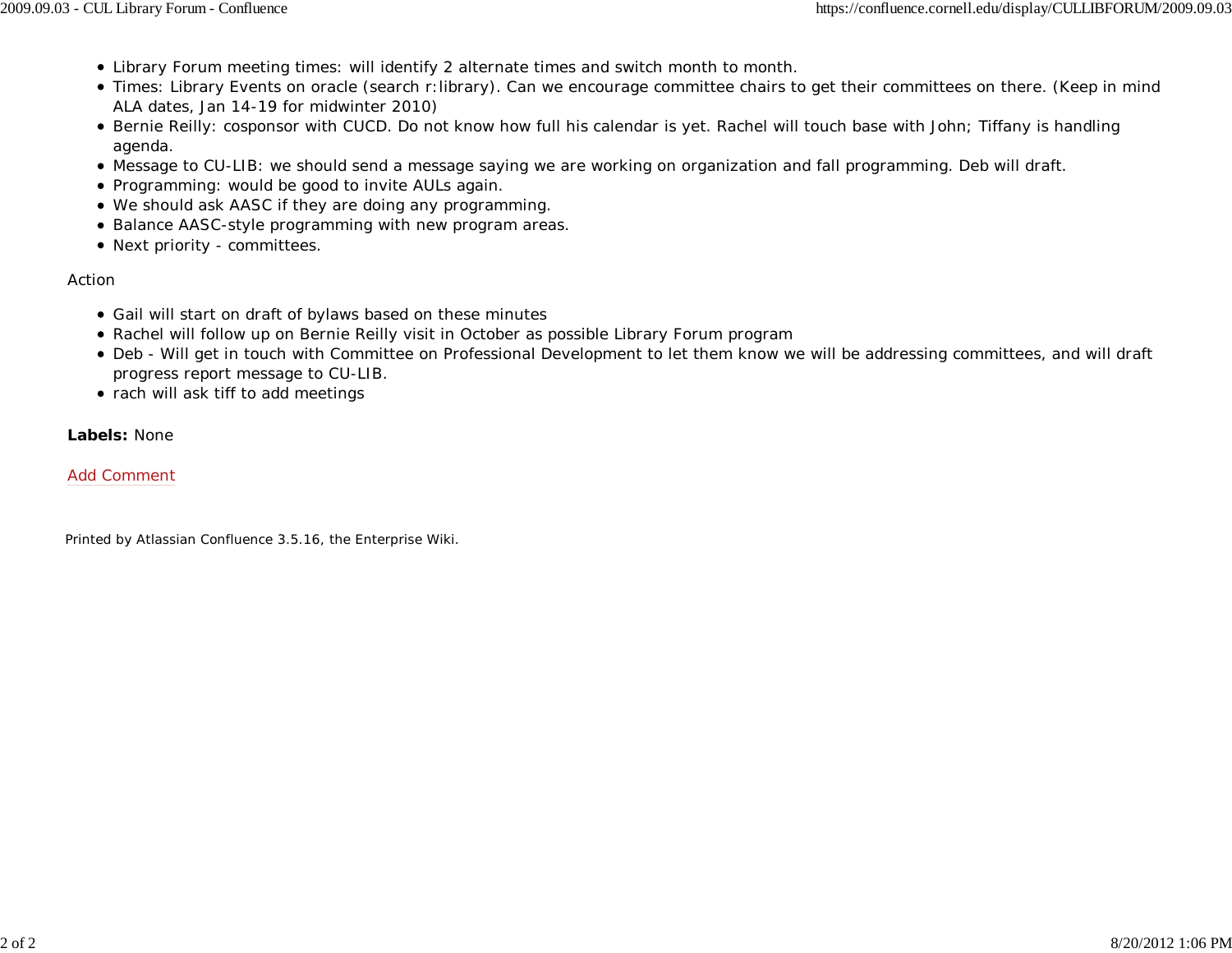- Library Forum meeting times: will identify 2 alternate times and switch month to month.
- Times: Library Events on oracle (search r:library). Can we encourage committee chairs to get their committees on there. (Keep in mind ALA dates, Jan 14-19 for midwinter 2010)
- Bernie Reilly: cosponsor with CUCD. Do not know how full his calendar is yet. Rachel will touch base with John; Tiffany is handling agenda.
- Message to CU-LIB: we should send a message saying we are working on organization and fall programming. Deb will draft.
- Programming: would be good to invite AULs again.
- We should ask AASC if they are doing any programming.
- Balance AASC-style programming with new program areas.
- Next priority - committees.

Action

- Gail will start on draft of bylaws based on these minutes
- Rachel will follow up on Bernie Reilly visit in October as possible Library Forum program
- Deb - Will get in touch with Committee on Professional Development to let them know we will be addressing committees, and will draft progress report message to CU-LIB.
- rach will ask tiff to add meetings

**Labels:** None

Add Comment

Printed by Atlassian Confluence 3.5.16, the Enterprise Wiki.